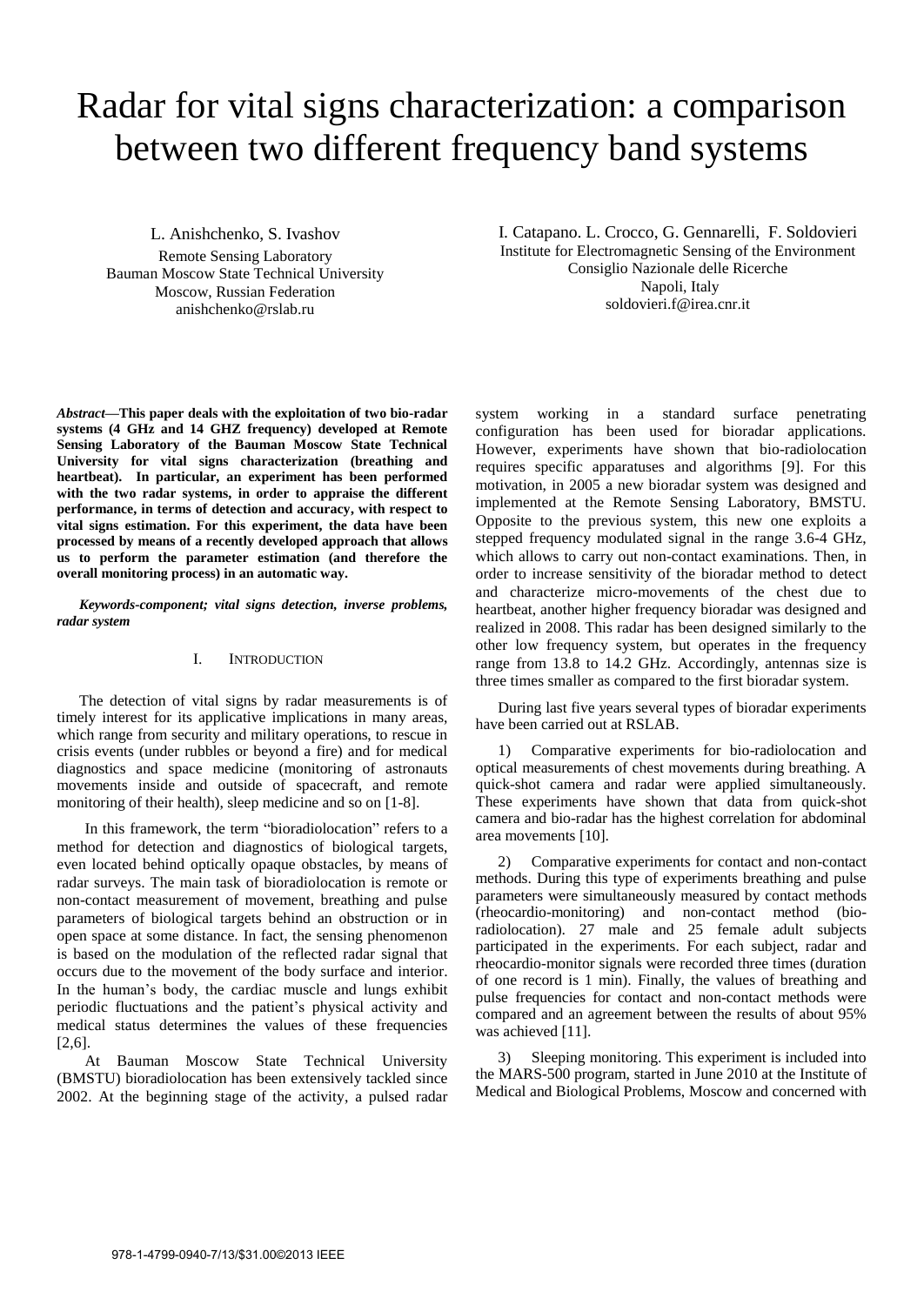# Radar for vital signs characterization: a comparison between two different frequency band systems

L. Anishchenko, S. Ivashov
Remote Sensing Laboratory
Bauman Moscow State Technical University
Moscow, Russian Federation
anishchenko@rslab.ru

I. Catapano. L. Crocco, G. Gennarelli, F. Soldovieri
Institute for Electromagnetic Sensing of the Environment
Consiglio Nazionale delle Ricerche
Napoli, Italy
soldovieri.f@irea.cnr.it

***Abstract*—This paper deals with the exploitation of two bio-radar systems (4 GHz and 14 GHZ frequency) developed at Remote Sensing Laboratory of the Bauman Moscow State Technical University for vital signs characterization (breathing and heartbeat). In particular, an experiment has been performed with the two radar systems, in order to appraise the different performance, in terms of detection and accuracy, with respect to vital signs estimation. For this experiment, the data have been processed by means of a recently developed approach that allows us to perform the parameter estimation (and therefore the overall monitoring process) in an automatic way.**

***Keywords-component; vital signs detection, inverse problems, radar system***

## I. Introduction

The detection of vital signs by radar measurements is of timely interest for its applicative implications in many areas, which range from security and military operations, to rescue in crisis events (under rubbles or beyond a fire) and for medical diagnostics and space medicine (monitoring of astronauts movements inside and outside of spacecraft, and remote monitoring of their health), sleep medicine and so on [1-8].

In this framework, the term "bioradiolocation" refers to a method for detection and diagnostics of biological targets, even located behind optically opaque obstacles, by means of radar surveys. The main task of bioradiolocation is remote or non-contact measurement of movement, breathing and pulse parameters of biological targets behind an obstruction or in open space at some distance. In fact, the sensing phenomenon is based on the modulation of the reflected radar signal that occurs due to the movement of the body surface and interior. In the human's body, the cardiac muscle and lungs exhibit periodic fluctuations and the patient's physical activity and medical status determines the values of these frequencies [2,6].

At Bauman Moscow State Technical University (BMSTU) bioradiolocation has been extensively tackled since 2002. At the beginning stage of the activity, a pulsed radar system working in a standard surface penetrating configuration has been used for bioradar applications. However, experiments have shown that bio-radiolocation requires specific apparatuses and algorithms [9]. For this motivation, in 2005 a new bioradar system was designed and implemented at the Remote Sensing Laboratory, BMSTU. Opposite to the previous system, this new one exploits a stepped frequency modulated signal in the range 3.6-4 GHz, which allows to carry out non-contact examinations. Then, in order to increase sensitivity of the bioradar method to detect and characterize micro-movements of the chest due to heartbeat, another higher frequency bioradar was designed and realized in 2008. This radar has been designed similarly to the other low frequency system, but operates in the frequency range from 13.8 to 14.2 GHz. Accordingly, antennas size is three times smaller as compared to the first bioradar system.

During last five years several types of bioradar experiments have been carried out at RSLAB.

1) Comparative experiments for bio-radiolocation and optical measurements of chest movements during breathing. A quick-shot camera and radar were applied simultaneously. These experiments have shown that data from quick-shot camera and bio-radar has the highest correlation for abdominal area movements [10].

2) Comparative experiments for contact and non-contact methods. During this type of experiments breathing and pulse parameters were simultaneously measured by contact methods (rheocardio-monitoring) and non-contact method (bio-radiolocation). 27 male and 25 female adult subjects participated in the experiments. For each subject, radar and rheocardio-monitor signals were recorded three times (duration of one record is 1 min). Finally, the values of breathing and pulse frequencies for contact and non-contact methods were compared and an agreement between the results of about 95% was achieved [11].

3) Sleeping monitoring. This experiment is included into the MARS-500 program, started in June 2010 at the Institute of Medical and Biological Problems, Moscow and concerned with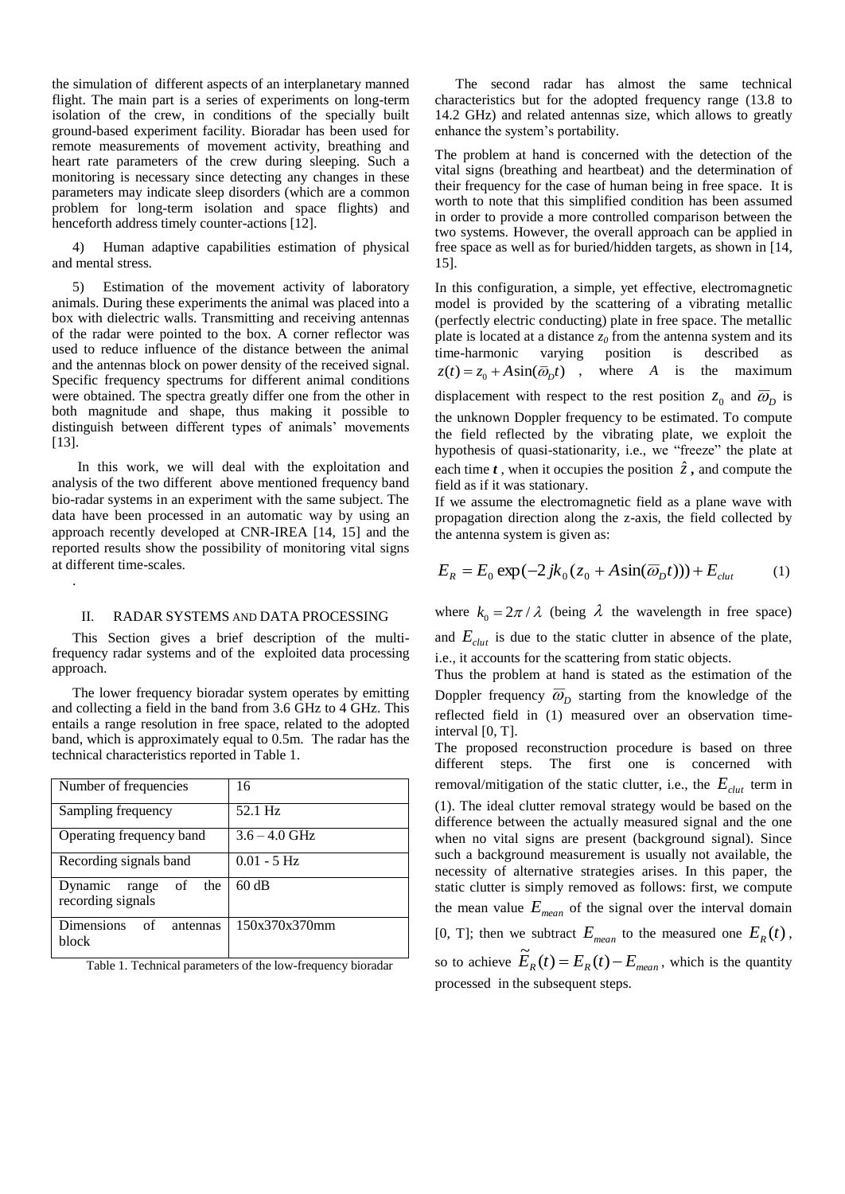the simulation of different aspects of an interplanetary manned flight. The main part is a series of experiments on long-term isolation of the crew, in conditions of the specially built ground-based experiment facility. Bioradar has been used for remote measurements of movement activity, breathing and heart rate parameters of the crew during sleeping. Such a monitoring is necessary since detecting any changes in these parameters may indicate sleep disorders (which are a common problem for long-term isolation and space flights) and henceforth address timely counter-actions [12].

4) Human adaptive capabilities estimation of physical and mental stress.

5) Estimation of the movement activity of laboratory animals. During these experiments the animal was placed into a box with dielectric walls. Transmitting and receiving antennas of the radar were pointed to the box. A corner reflector was used to reduce influence of the distance between the animal and the antennas block on power density of the received signal. Specific frequency spectrums for different animal conditions were obtained. The spectra greatly differ one from the other in both magnitude and shape, thus making it possible to distinguish between different types of animals' movements [13].

In this work, we will deal with the exploitation and analysis of the two different above mentioned frequency band bio-radar systems in an experiment with the same subject. The data have been processed in an automatic way by using an approach recently developed at CNR-IREA [14, 15] and the reported results show the possibility of monitoring vital signs at different time-scales.

## II. RADAR SYSTEMS AND DATA PROCESSING

This Section gives a brief description of the multi-frequency radar systems and of the exploited data processing approach.

The lower frequency bioradar system operates by emitting and collecting a field in the band from 3.6 GHz to 4 GHz. This entails a range resolution in free space, related to the adopted band, which is approximately equal to 0.5m. The radar has the technical characteristics reported in Table 1.

| Number of frequencies | 16 |
|---|---|
| Sampling frequency | 52.1 Hz |
| Operating frequency band | 3.6 – 4.0 GHz |
| Recording signals band | 0.01 - 5 Hz |
| Dynamic range of the recording signals | 60 dB |
| Dimensions of antennas block | 150x370x370mm |

Table 1. Technical parameters of the low-frequency bioradar

The second radar has almost the same technical characteristics but for the adopted frequency range (13.8 to 14.2 GHz) and related antennas size, which allows to greatly enhance the system's portability.

The problem at hand is concerned with the detection of the vital signs (breathing and heartbeat) and the determination of their frequency for the case of human being in free space. It is worth to note that this simplified condition has been assumed in order to provide a more controlled comparison between the two systems. However, the overall approach can be applied in free space as well as for buried/hidden targets, as shown in [14, 15].

In this configuration, a simple, yet effective, electromagnetic model is provided by the scattering of a vibrating metallic (perfectly electric conducting) plate in free space. The metallic plate is located at a distance $z_0$ from the antenna system and its time-harmonic varying position is described as $z(t) = z_0 + A\sin(\overline{\omega}_D t)$, where $A$ is the maximum displacement with respect to the rest position $z_0$ and $\overline{\omega}_D$ is the unknown Doppler frequency to be estimated. To compute the field reflected by the vibrating plate, we exploit the hypothesis of quasi-stationarity, i.e., we "freeze" the plate at each time $t$, when it occupies the position $\hat{z}$, and compute the field as if it was stationary.

If we assume the electromagnetic field as a plane wave with propagation direction along the z-axis, the field collected by the antenna system is given as:

$$E_R = E_0 \exp(-2jk_0(z_0 + A\sin(\overline{\omega}_D t))) + E_{clut} \qquad (1)$$

where $k_0 = 2\pi/\lambda$ (being $\lambda$ the wavelength in free space) and $E_{clut}$ is due to the static clutter in absence of the plate, i.e., it accounts for the scattering from static objects.

Thus the problem at hand is stated as the estimation of the Doppler frequency $\overline{\omega}_D$ starting from the knowledge of the reflected field in (1) measured over an observation time-interval [0, T].

The proposed reconstruction procedure is based on three different steps. The first one is concerned with removal/mitigation of the static clutter, i.e., the $E_{clut}$ term in (1). The ideal clutter removal strategy would be based on the difference between the actually measured signal and the one when no vital signs are present (background signal). Since such a background measurement is usually not available, the necessity of alternative strategies arises. In this paper, the static clutter is simply removed as follows: first, we compute the mean value $E_{mean}$ of the signal over the interval domain [0, T]; then we subtract $E_{mean}$ to the measured one $E_R(t)$, so to achieve $\tilde{E}_R(t) = E_R(t) - E_{mean}$, which is the quantity processed in the subsequent steps.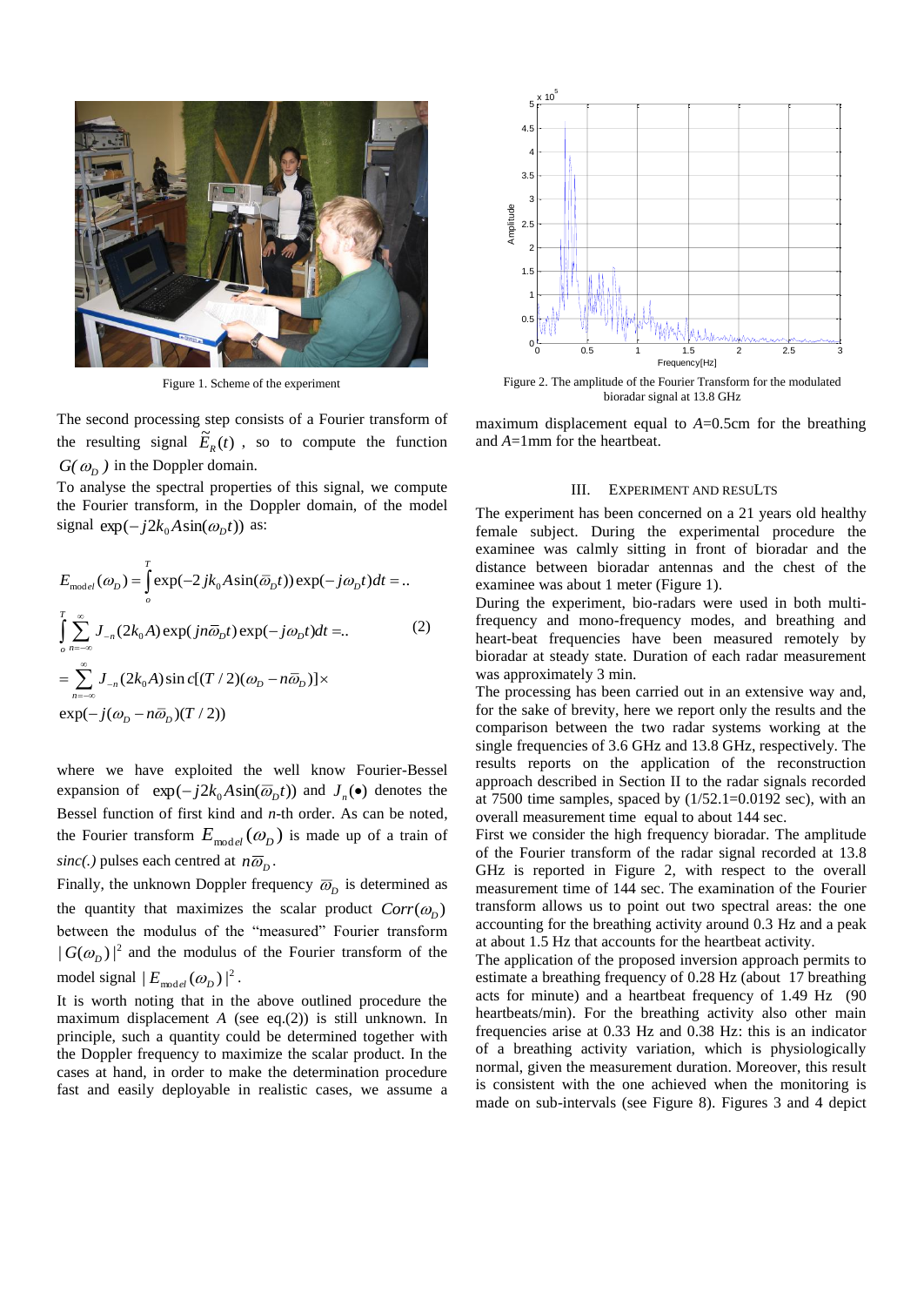Figure 1. Scheme of the experiment

Figure 2. The amplitude of the Fourier Transform for the modulated bioradar signal at 13.8 GHz

The second processing step consists of a Fourier transform of the resulting signal $\tilde{E}_R(t)$, so to compute the function $G(\omega_D)$ in the Doppler domain.

To analyse the spectral properties of this signal, we compute the Fourier transform, in the Doppler domain, of the model signal $\exp(-j2k_0 A\sin(\omega_D t))$ as:

$$
\begin{aligned}
E_{model}(\omega_D) &= \int_o^T \exp(-2jk_0 A\sin(\varpi_D t))\exp(-j\omega_D t)dt = .. \\
&\int_o^T \sum_{n=-\infty}^{\infty} J_{-n}(2k_0 A)\exp(jn\varpi_D t)\exp(-j\omega_D t)dt = .. \qquad (2)\\
&= \sum_{n=-\infty}^{\infty} J_{-n}(2k_0 A)\sin c[(T/2)(\omega_D - n\varpi_D)]\times \\
&\exp(-j(\omega_D - n\varpi_D)(T/2))
\end{aligned}
$$

where we have exploited the well know Fourier-Bessel expansion of $\exp(-j2k_0 A\sin(\varpi_D t))$ and $J_n(\bullet)$ denotes the Bessel function of first kind and *n*-th order. As can be noted, the Fourier transform $E_{model}(\omega_D)$ is made up of a train of *sinc(.)* pulses each centred at $n\varpi_D$.

Finally, the unknown Doppler frequency $\varpi_D$ is determined as the quantity that maximizes the scalar product $Corr(\omega_D)$ between the modulus of the "measured" Fourier transform $|G(\omega_D)|^2$ and the modulus of the Fourier transform of the model signal $|E_{model}(\omega_D)|^2$.

It is worth noting that in the above outlined procedure the maximum displacement *A* (see eq.(2)) is still unknown. In principle, such a quantity could be determined together with the Doppler frequency to maximize the scalar product. In the cases at hand, in order to make the determination procedure fast and easily deployable in realistic cases, we assume a maximum displacement equal to *A*=0.5cm for the breathing and *A*=1mm for the heartbeat.

## III. Experiment and Results

The experiment has been concerned on a 21 years old healthy female subject. During the experimental procedure the examinee was calmly sitting in front of bioradar and the distance between bioradar antennas and the chest of the examinee was about 1 meter (Figure 1).

During the experiment, bio-radars were used in both multi-frequency and mono-frequency modes, and breathing and heart-beat frequencies have been measured remotely by bioradar at steady state. Duration of each radar measurement was approximately 3 min.

The processing has been carried out in an extensive way and, for the sake of brevity, here we report only the results and the comparison between the two radar systems working at the single frequencies of 3.6 GHz and 13.8 GHz, respectively. The results reports on the application of the reconstruction approach described in Section II to the radar signals recorded at 7500 time samples, spaced by (1/52.1=0.0192 sec), with an overall measurement time equal to about 144 sec.

First we consider the high frequency bioradar. The amplitude of the Fourier transform of the radar signal recorded at 13.8 GHz is reported in Figure 2, with respect to the overall measurement time of 144 sec. The examination of the Fourier transform allows us to point out two spectral areas: the one accounting for the breathing activity around 0.3 Hz and a peak at about 1.5 Hz that accounts for the heartbeat activity.

The application of the proposed inversion approach permits to estimate a breathing frequency of 0.28 Hz (about 17 breathing acts for minute) and a heartbeat frequency of 1.49 Hz (90 heartbeats/min). For the breathing activity also other main frequencies arise at 0.33 Hz and 0.38 Hz: this is an indicator of a breathing activity variation, which is physiologically normal, given the measurement duration. Moreover, this result is consistent with the one achieved when the monitoring is made on sub-intervals (see Figure 8). Figures 3 and 4 depict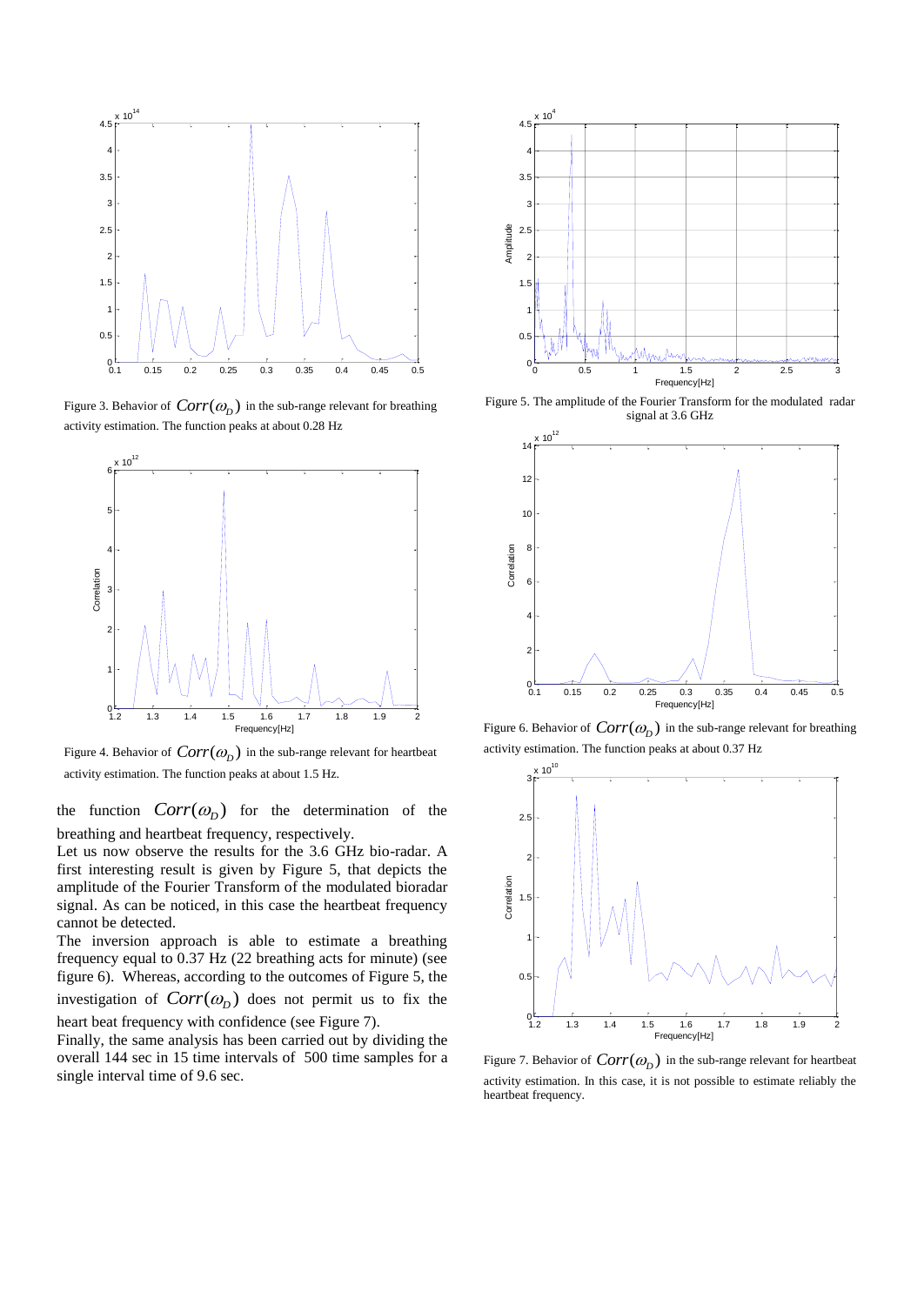Figure 3. Behavior of $Corr(\omega_D)$ in the sub-range relevant for breathing activity estimation. The function peaks at about 0.28 Hz

Figure 4. Behavior of $Corr(\omega_D)$ in the sub-range relevant for heartbeat activity estimation. The function peaks at about 1.5 Hz.

the function $Corr(\omega_D)$ for the determination of the breathing and heartbeat frequency, respectively.

Let us now observe the results for the 3.6 GHz bio-radar. A first interesting result is given by Figure 5, that depicts the amplitude of the Fourier Transform of the modulated bioradar signal. As can be noticed, in this case the heartbeat frequency cannot be detected.

The inversion approach is able to estimate a breathing frequency equal to 0.37 Hz (22 breathing acts for minute) (see figure 6). Whereas, according to the outcomes of Figure 5, the investigation of $Corr(\omega_D)$ does not permit us to fix the heart beat frequency with confidence (see Figure 7).

Finally, the same analysis has been carried out by dividing the overall 144 sec in 15 time intervals of 500 time samples for a single interval time of 9.6 sec.

Figure 5. The amplitude of the Fourier Transform for the modulated radar signal at 3.6 GHz

Figure 6. Behavior of $Corr(\omega_D)$ in the sub-range relevant for breathing activity estimation. The function peaks at about 0.37 Hz

Figure 7. Behavior of $Corr(\omega_D)$ in the sub-range relevant for heartbeat activity estimation. In this case, it is not possible to estimate reliably the heartbeat frequency.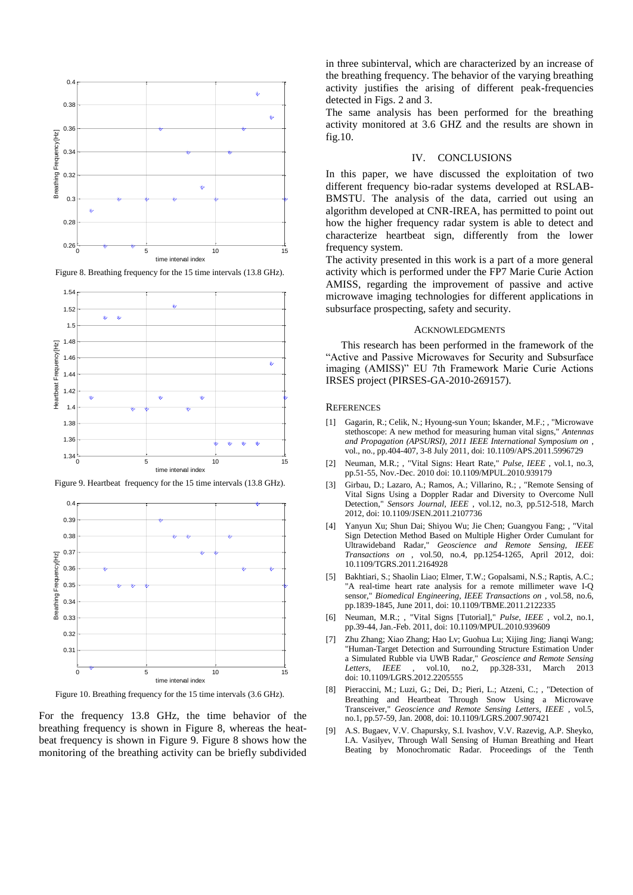Figure 8. Breathing frequency for the 15 time intervals (13.8 GHz).

Figure 9. Heartbeat frequency for the 15 time intervals (13.8 GHz).

Figure 10. Breathing frequency for the 15 time intervals (3.6 GHz).

For the frequency 13.8 GHz, the time behavior of the breathing frequency is shown in Figure 8, whereas the heat-beat frequency is shown in Figure 9. Figure 8 shows how the monitoring of the breathing activity can be briefly subdivided in three subinterval, which are characterized by an increase of the breathing frequency. The behavior of the varying breathing activity justifies the arising of different peak-frequencies detected in Figs. 2 and 3.

The same analysis has been performed for the breathing activity monitored at 3.6 GHZ and the results are shown in fig.10.

## IV. CONCLUSIONS

In this paper, we have discussed the exploitation of two different frequency bio-radar systems developed at RSLAB-BMSTU. The analysis of the data, carried out using an algorithm developed at CNR-IREA, has permitted to point out how the higher frequency radar system is able to detect and characterize heartbeat sign, differently from the lower frequency system.

The activity presented in this work is a part of a more general activity which is performed under the FP7 Marie Curie Action AMISS, regarding the improvement of passive and active microwave imaging technologies for different applications in subsurface prospecting, safety and security.

### ACKNOWLEDGMENTS

This research has been performed in the framework of the "Active and Passive Microwaves for Security and Subsurface imaging (AMISS)" EU 7th Framework Marie Curie Actions IRSES project (PIRSES-GA-2010-269157).

### REFERENCES

[1] Gagarin, R.; Celik, N.; Hyoung-sun Youn; Iskander, M.F.; , "Microwave stethoscope: A new method for measuring human vital signs," *Antennas and Propagation (APSURSI), 2011 IEEE International Symposium on* , vol., no., pp.404-407, 3-8 July 2011, doi: 10.1109/APS.2011.5996729

[2] Neuman, M.R.; , "Vital Signs: Heart Rate," *Pulse, IEEE* , vol.1, no.3, pp.51-55, Nov.-Dec. 2010 doi: 10.1109/MPUL.2010.939179

[3] Girbau, D.; Lazaro, A.; Ramos, A.; Villarino, R.; , "Remote Sensing of Vital Signs Using a Doppler Radar and Diversity to Overcome Null Detection," *Sensors Journal, IEEE* , vol.12, no.3, pp.512-518, March 2012, doi: 10.1109/JSEN.2011.2107736

[4] Yanyun Xu; Shun Dai; Shiyou Wu; Jie Chen; Guangyou Fang; , "Vital Sign Detection Method Based on Multiple Higher Order Cumulant for Ultrawideband Radar," *Geoscience and Remote Sensing, IEEE Transactions on* , vol.50, no.4, pp.1254-1265, April 2012, doi: 10.1109/TGRS.2011.2164928

[5] Bakhtiari, S.; Shaolin Liao; Elmer, T.W.; Gopalsami, N.S.; Raptis, A.C.; "A real-time heart rate analysis for a remote millimeter wave I-Q sensor," *Biomedical Engineering, IEEE Transactions on* , vol.58, no.6, pp.1839-1845, June 2011, doi: 10.1109/TBME.2011.2122335

[6] Neuman, M.R.; , "Vital Signs [Tutorial]," *Pulse, IEEE* , vol.2, no.1, pp.39-44, Jan.-Feb. 2011, doi: 10.1109/MPUL.2010.939609

[7] Zhu Zhang; Xiao Zhang; Hao Lv; Guohua Lu; Xijing Jing; Jianqi Wang; "Human-Target Detection and Surrounding Structure Estimation Under a Simulated Rubble via UWB Radar," *Geoscience and Remote Sensing Letters, IEEE* , vol.10, no.2, pp.328-331, March 2013 doi: 10.1109/LGRS.2012.2205555

[8] Pieraccini, M.; Luzi, G.; Dei, D.; Pieri, L.; Atzeni, C.; , "Detection of Breathing and Heartbeat Through Snow Using a Microwave Transceiver," *Geoscience and Remote Sensing Letters, IEEE* , vol.5, no.1, pp.57-59, Jan. 2008, doi: 10.1109/LGRS.2007.907421

[9] A.S. Bugaev, V.V. Chapursky, S.I. Ivashov, V.V. Razevig, A.P. Sheyko, I.A. Vasilyev, Through Wall Sensing of Human Breathing and Heart Beating by Monochromatic Radar. Proceedings of the Tenth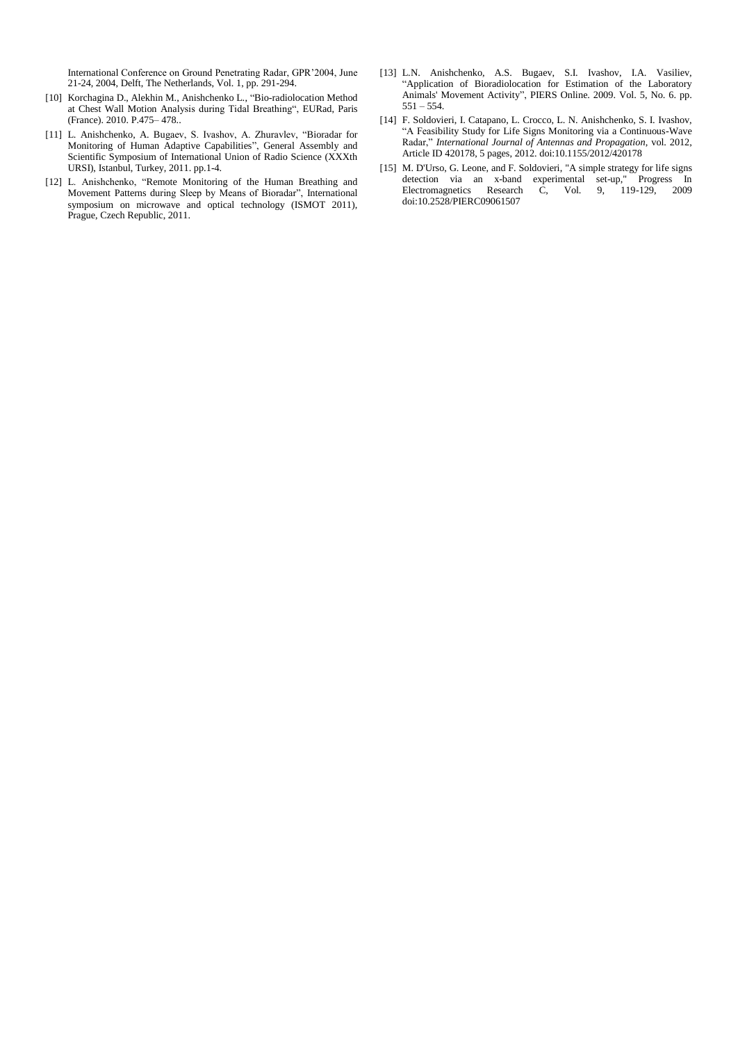International Conference on Ground Penetrating Radar, GPR'2004, June 21-24, 2004, Delft, The Netherlands, Vol. 1, pp. 291-294.

[10] Korchagina D., Alekhin M., Anishchenko L., "Bio-radiolocation Method at Chest Wall Motion Analysis during Tidal Breathing", EURad, Paris (France). 2010. P.475– 478..

[11] L. Anishchenko, A. Bugaev, S. Ivashov, A. Zhuravlev, "Bioradar for Monitoring of Human Adaptive Capabilities", General Assembly and Scientific Symposium of International Union of Radio Science (XXXth URSI), Istanbul, Turkey, 2011. pp.1-4.

[12] L. Anishchenko, "Remote Monitoring of the Human Breathing and Movement Patterns during Sleep by Means of Bioradar", International symposium on microwave and optical technology (ISMOT 2011), Prague, Czech Republic, 2011.

[13] L.N. Anishchenko, A.S. Bugaev, S.I. Ivashov, I.A. Vasiliev, "Application of Bioradiolocation for Estimation of the Laboratory Animals' Movement Activity", PIERS Online. 2009. Vol. 5, No. 6. pp. 551 – 554.

[14] F. Soldovieri, I. Catapano, L. Crocco, L. N. Anishchenko, S. I. Ivashov, "A Feasibility Study for Life Signs Monitoring via a Continuous-Wave Radar," *International Journal of Antennas and Propagation*, vol. 2012, Article ID 420178, 5 pages, 2012. doi:10.1155/2012/420178

[15] M. D'Urso, G. Leone, and F. Soldovieri, "A simple strategy for life signs detection via an x-band experimental set-up," Progress In Electromagnetics Research C, Vol. 9, 119-129, 2009 doi:10.2528/PIERC09061507